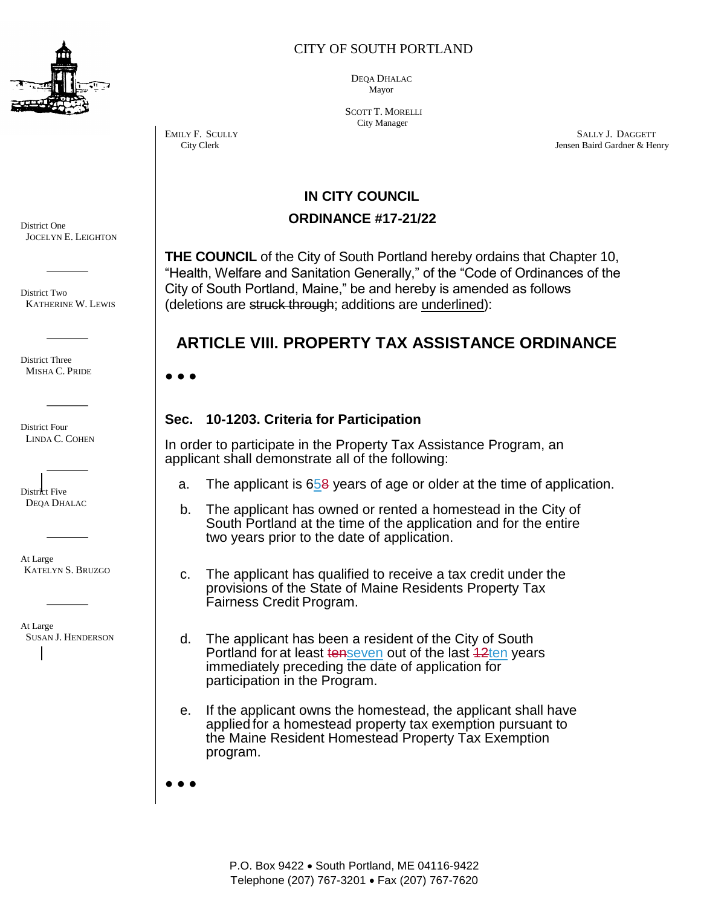CITY OF SOUTH PORTLAND

DEQA DHALAC
Mayor

SCOTT T. MORELLI
City Manager

EMILY F. SCULLY
City Clerk

SALLY J. DAGGETT
Jensen Baird Gardner & Henry

District One
JOCELYN E. LEIGHTON

District Two
KATHERINE W. LEWIS

District Three
MISHA C. PRIDE

District Four
LINDA C. COHEN

District Five
DEQA DHALAC

At Large
KATELYN S. BRUZGO

At Large
SUSAN J. HENDERSON

## IN CITY COUNCIL

## ORDINANCE #17-21/22

**THE COUNCIL** of the City of South Portland hereby ordains that Chapter 10, "Health, Welfare and Sanitation Generally," of the "Code of Ordinances of the City of South Portland, Maine," be and hereby is amended as follows (deletions are ~~struck through~~; additions are <u>underlined</u>):

## ARTICLE VIII. PROPERTY TAX ASSISTANCE ORDINANCE

• • •

### Sec. 10-1203. Criteria for Participation

In order to participate in the Property Tax Assistance Program, an applicant shall demonstrate all of the following:

a. The applicant is 6<u>5</u>~~8~~ years of age or older at the time of application.

b. The applicant has owned or rented a homestead in the City of South Portland at the time of the application and for the entire two years prior to the date of application.

c. The applicant has qualified to receive a tax credit under the provisions of the State of Maine Residents Property Tax Fairness Credit Program.

d. The applicant has been a resident of the City of South Portland for at least ~~ten~~<u>seven</u> out of the last ~~12~~<u>ten</u> years immediately preceding the date of application for participation in the Program.

e. If the applicant owns the homestead, the applicant shall have applied for a homestead property tax exemption pursuant to the Maine Resident Homestead Property Tax Exemption program.

• • •

P.O. Box 9422 • South Portland, ME 04116-9422
Telephone (207) 767-3201 • Fax (207) 767-7620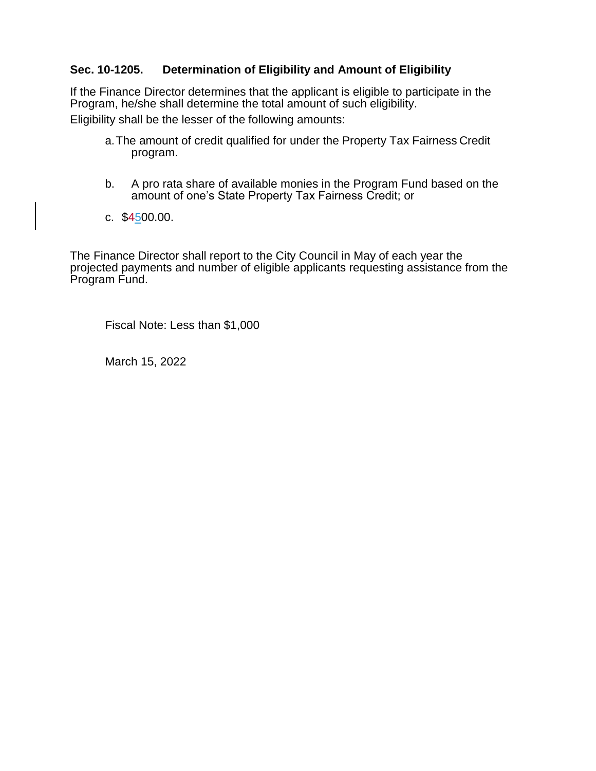**Sec. 10-1205. Determination of Eligibility and Amount of Eligibility**

If the Finance Director determines that the applicant is eligible to participate in the Program, he/she shall determine the total amount of such eligibility.

Eligibility shall be the lesser of the following amounts:

a. The amount of credit qualified for under the Property Tax Fairness Credit program.

b. A pro rata share of available monies in the Program Fund based on the amount of one's State Property Tax Fairness Credit; or

c. $4500.00.

The Finance Director shall report to the City Council in May of each year the projected payments and number of eligible applicants requesting assistance from the Program Fund.

Fiscal Note: Less than $1,000

March 15, 2022